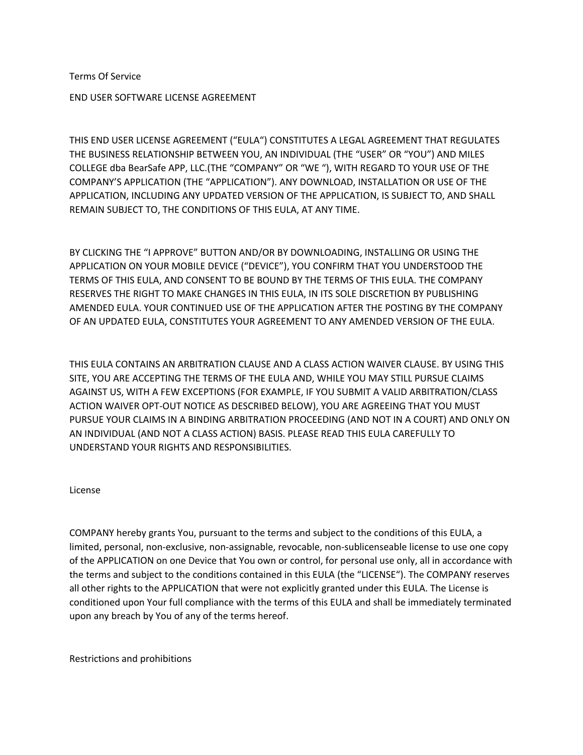# Terms Of Service

## END USER SOFTWARE LICENSE AGREEMENT

THIS END USER LICENSE AGREEMENT ("EULA") CONSTITUTES A LEGAL AGREEMENT THAT REGULATES THE BUSINESS RELATIONSHIP BETWEEN YOU, AN INDIVIDUAL (THE "USER" OR "YOU") AND MILES COLLEGE dba BearSafe APP, LLC.(THE "COMPANY" OR "WE "), WITH REGARD TO YOUR USE OF THE COMPANY'S APPLICATION (THE "APPLICATION"). ANY DOWNLOAD, INSTALLATION OR USE OF THE APPLICATION, INCLUDING ANY UPDATED VERSION OF THE APPLICATION, IS SUBJECT TO, AND SHALL REMAIN SUBJECT TO, THE CONDITIONS OF THIS EULA, AT ANY TIME.

BY CLICKING THE "I APPROVE" BUTTON AND/OR BY DOWNLOADING, INSTALLING OR USING THE APPLICATION ON YOUR MOBILE DEVICE ("DEVICE"), YOU CONFIRM THAT YOU UNDERSTOOD THE TERMS OF THIS EULA, AND CONSENT TO BE BOUND BY THE TERMS OF THIS EULA. THE COMPANY RESERVES THE RIGHT TO MAKE CHANGES IN THIS EULA, IN ITS SOLE DISCRETION BY PUBLISHING AMENDED EULA. YOUR CONTINUED USE OF THE APPLICATION AFTER THE POSTING BY THE COMPANY OF AN UPDATED EULA, CONSTITUTES YOUR AGREEMENT TO ANY AMENDED VERSION OF THE EULA.

THIS EULA CONTAINS AN ARBITRATION CLAUSE AND A CLASS ACTION WAIVER CLAUSE. BY USING THIS SITE, YOU ARE ACCEPTING THE TERMS OF THE EULA AND, WHILE YOU MAY STILL PURSUE CLAIMS AGAINST US, WITH A FEW EXCEPTIONS (FOR EXAMPLE, IF YOU SUBMIT A VALID ARBITRATION/CLASS ACTION WAIVER OPT-OUT NOTICE AS DESCRIBED BELOW), YOU ARE AGREEING THAT YOU MUST PURSUE YOUR CLAIMS IN A BINDING ARBITRATION PROCEEDING (AND NOT IN A COURT) AND ONLY ON AN INDIVIDUAL (AND NOT A CLASS ACTION) BASIS. PLEASE READ THIS EULA CAREFULLY TO UNDERSTAND YOUR RIGHTS AND RESPONSIBILITIES.

### License

COMPANY hereby grants You, pursuant to the terms and subject to the conditions of this EULA, a limited, personal, non-exclusive, non-assignable, revocable, non-sublicenseable license to use one copy of the APPLICATION on one Device that You own or control, for personal use only, all in accordance with the terms and subject to the conditions contained in this EULA (the "LICENSE"). The COMPANY reserves all other rights to the APPLICATION that were not explicitly granted under this EULA. The License is conditioned upon Your full compliance with the terms of this EULA and shall be immediately terminated upon any breach by You of any of the terms hereof.

### Restrictions and prohibitions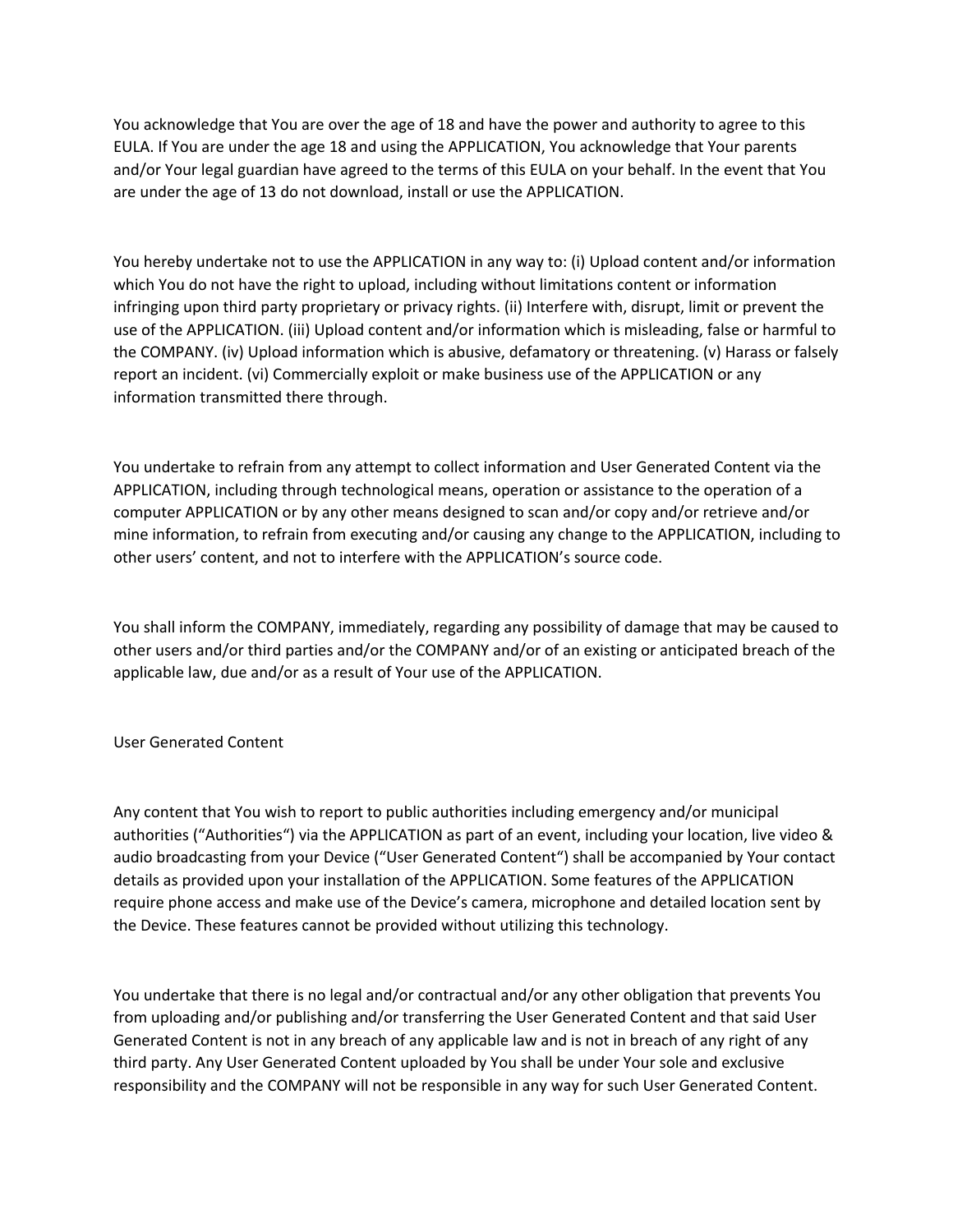You acknowledge that You are over the age of 18 and have the power and authority to agree to this EULA. If You are under the age 18 and using the APPLICATION, You acknowledge that Your parents and/or Your legal guardian have agreed to the terms of this EULA on your behalf. In the event that You are under the age of 13 do not download, install or use the APPLICATION.

You hereby undertake not to use the APPLICATION in any way to: (i) Upload content and/or information which You do not have the right to upload, including without limitations content or information infringing upon third party proprietary or privacy rights. (ii) Interfere with, disrupt, limit or prevent the use of the APPLICATION. (iii) Upload content and/or information which is misleading, false or harmful to the COMPANY. (iv) Upload information which is abusive, defamatory or threatening. (v) Harass or falsely report an incident. (vi) Commercially exploit or make business use of the APPLICATION or any information transmitted there through.

You undertake to refrain from any attempt to collect information and User Generated Content via the APPLICATION, including through technological means, operation or assistance to the operation of a computer APPLICATION or by any other means designed to scan and/or copy and/or retrieve and/or mine information, to refrain from executing and/or causing any change to the APPLICATION, including to other users' content, and not to interfere with the APPLICATION's source code.

You shall inform the COMPANY, immediately, regarding any possibility of damage that may be caused to other users and/or third parties and/or the COMPANY and/or of an existing or anticipated breach of the applicable law, due and/or as a result of Your use of the APPLICATION.

## User Generated Content

Any content that You wish to report to public authorities including emergency and/or municipal authorities ("Authorities") via the APPLICATION as part of an event, including your location, live video & audio broadcasting from your Device ("User Generated Content") shall be accompanied by Your contact details as provided upon your installation of the APPLICATION. Some features of the APPLICATION require phone access and make use of the Device's camera, microphone and detailed location sent by the Device. These features cannot be provided without utilizing this technology.

You undertake that there is no legal and/or contractual and/or any other obligation that prevents You from uploading and/or publishing and/or transferring the User Generated Content and that said User Generated Content is not in any breach of any applicable law and is not in breach of any right of any third party. Any User Generated Content uploaded by You shall be under Your sole and exclusive responsibility and the COMPANY will not be responsible in any way for such User Generated Content.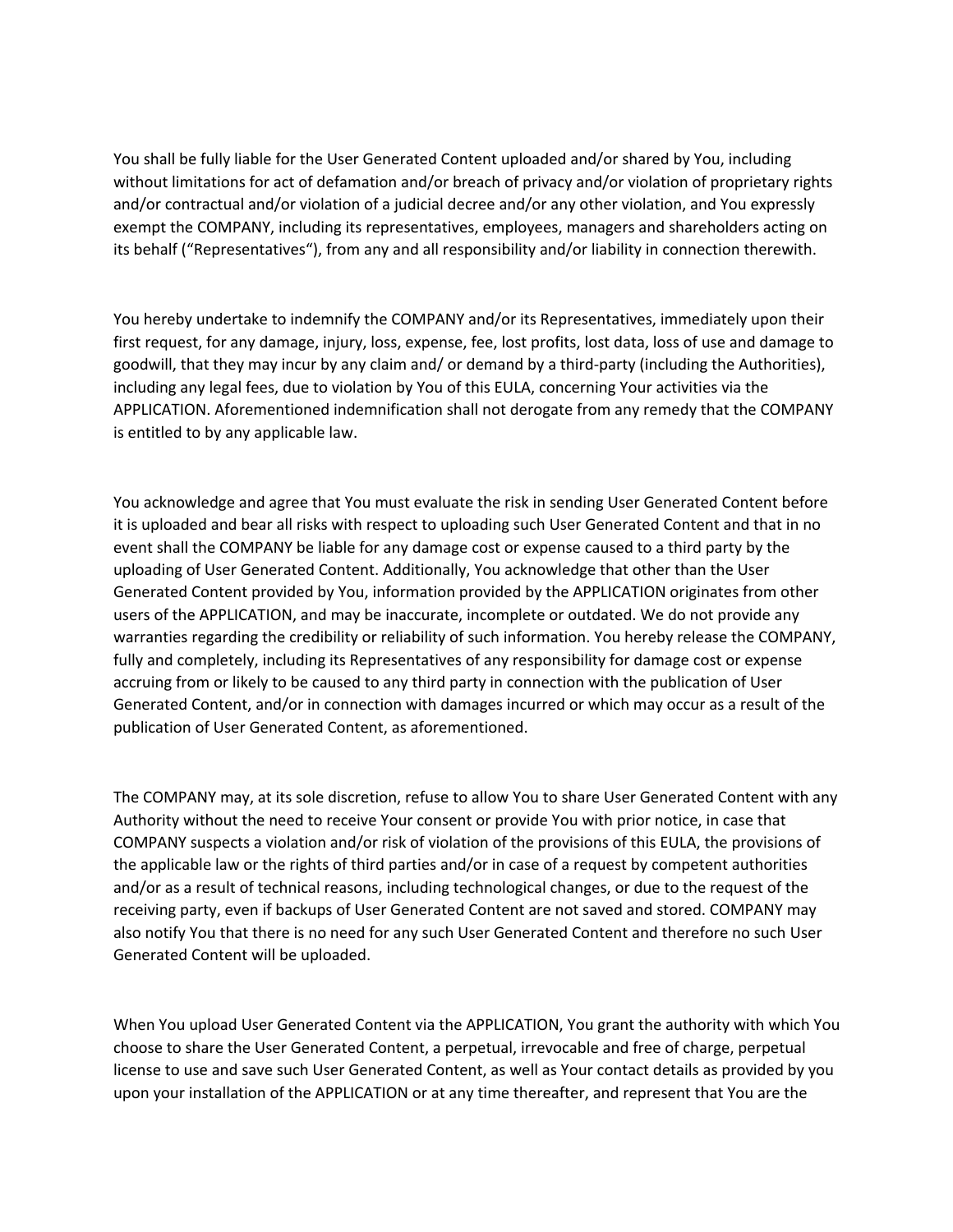You shall be fully liable for the User Generated Content uploaded and/or shared by You, including without limitations for act of defamation and/or breach of privacy and/or violation of proprietary rights and/or contractual and/or violation of a judicial decree and/or any other violation, and You expressly exempt the COMPANY, including its representatives, employees, managers and shareholders acting on its behalf ("Representatives"), from any and all responsibility and/or liability in connection therewith.

You hereby undertake to indemnify the COMPANY and/or its Representatives, immediately upon their first request, for any damage, injury, loss, expense, fee, lost profits, lost data, loss of use and damage to goodwill, that they may incur by any claim and/ or demand by a third-party (including the Authorities), including any legal fees, due to violation by You of this EULA, concerning Your activities via the APPLICATION. Aforementioned indemnification shall not derogate from any remedy that the COMPANY is entitled to by any applicable law.

You acknowledge and agree that You must evaluate the risk in sending User Generated Content before it is uploaded and bear all risks with respect to uploading such User Generated Content and that in no event shall the COMPANY be liable for any damage cost or expense caused to a third party by the uploading of User Generated Content. Additionally, You acknowledge that other than the User Generated Content provided by You, information provided by the APPLICATION originates from other users of the APPLICATION, and may be inaccurate, incomplete or outdated. We do not provide any warranties regarding the credibility or reliability of such information. You hereby release the COMPANY, fully and completely, including its Representatives of any responsibility for damage cost or expense accruing from or likely to be caused to any third party in connection with the publication of User Generated Content, and/or in connection with damages incurred or which may occur as a result of the publication of User Generated Content, as aforementioned.

The COMPANY may, at its sole discretion, refuse to allow You to share User Generated Content with any Authority without the need to receive Your consent or provide You with prior notice, in case that COMPANY suspects a violation and/or risk of violation of the provisions of this EULA, the provisions of the applicable law or the rights of third parties and/or in case of a request by competent authorities and/or as a result of technical reasons, including technological changes, or due to the request of the receiving party, even if backups of User Generated Content are not saved and stored. COMPANY may also notify You that there is no need for any such User Generated Content and therefore no such User Generated Content will be uploaded.

When You upload User Generated Content via the APPLICATION, You grant the authority with which You choose to share the User Generated Content, a perpetual, irrevocable and free of charge, perpetual license to use and save such User Generated Content, as well as Your contact details as provided by you upon your installation of the APPLICATION or at any time thereafter, and represent that You are the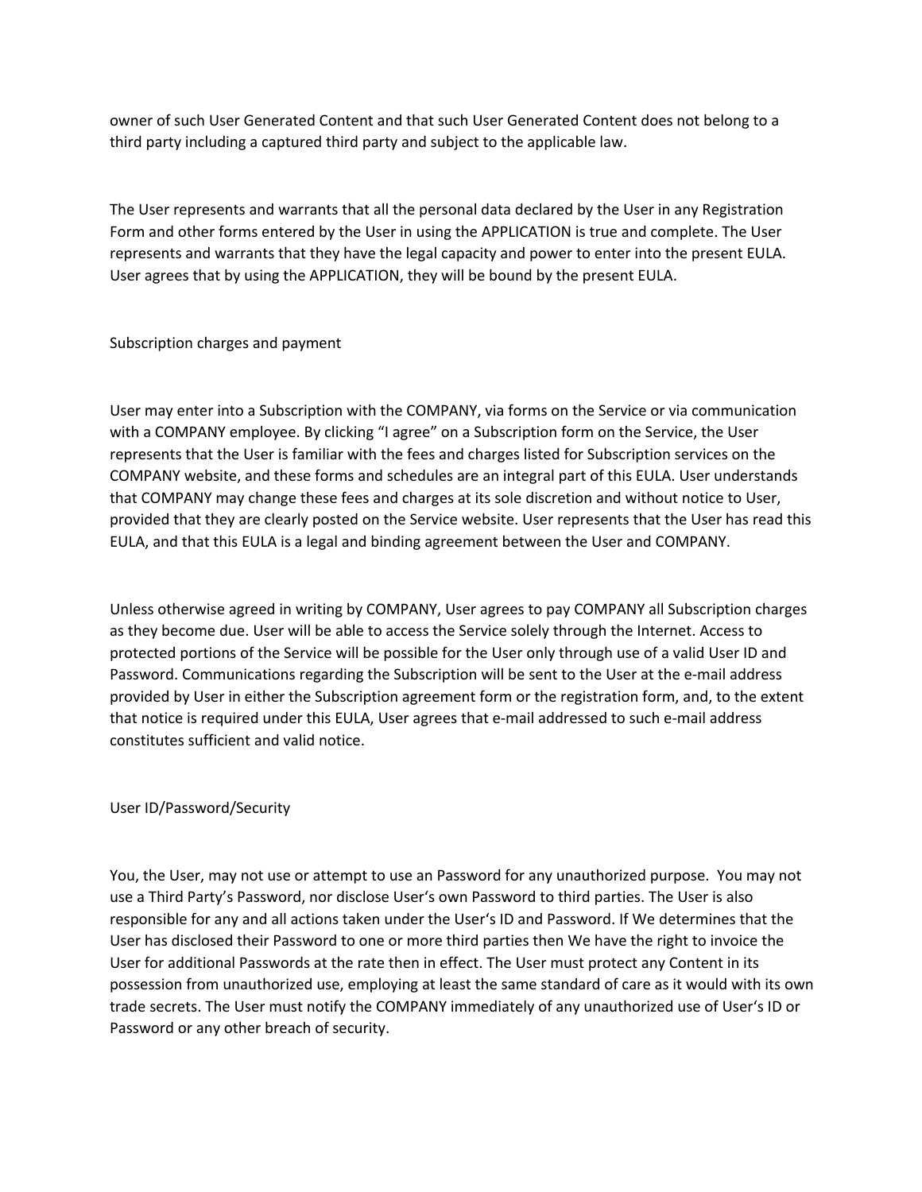owner of such User Generated Content and that such User Generated Content does not belong to a third party including a captured third party and subject to the applicable law.

The User represents and warrants that all the personal data declared by the User in any Registration Form and other forms entered by the User in using the APPLICATION is true and complete. The User represents and warrants that they have the legal capacity and power to enter into the present EULA. User agrees that by using the APPLICATION, they will be bound by the present EULA.

## Subscription charges and payment

User may enter into a Subscription with the COMPANY, via forms on the Service or via communication with a COMPANY employee. By clicking "I agree" on a Subscription form on the Service, the User represents that the User is familiar with the fees and charges listed for Subscription services on the COMPANY website, and these forms and schedules are an integral part of this EULA. User understands that COMPANY may change these fees and charges at its sole discretion and without notice to User, provided that they are clearly posted on the Service website. User represents that the User has read this EULA, and that this EULA is a legal and binding agreement between the User and COMPANY.

Unless otherwise agreed in writing by COMPANY, User agrees to pay COMPANY all Subscription charges as they become due. User will be able to access the Service solely through the Internet. Access to protected portions of the Service will be possible for the User only through use of a valid User ID and Password. Communications regarding the Subscription will be sent to the User at the e-mail address provided by User in either the Subscription agreement form or the registration form, and, to the extent that notice is required under this EULA, User agrees that e-mail addressed to such e-mail address constitutes sufficient and valid notice.

## User ID/Password/Security

You, the User, may not use or attempt to use an Password for any unauthorized purpose. You may not use a Third Party's Password, nor disclose User's own Password to third parties. The User is also responsible for any and all actions taken under the User's ID and Password. If We determines that the User has disclosed their Password to one or more third parties then We have the right to invoice the User for additional Passwords at the rate then in effect. The User must protect any Content in its possession from unauthorized use, employing at least the same standard of care as it would with its own trade secrets. The User must notify the COMPANY immediately of any unauthorized use of User's ID or Password or any other breach of security.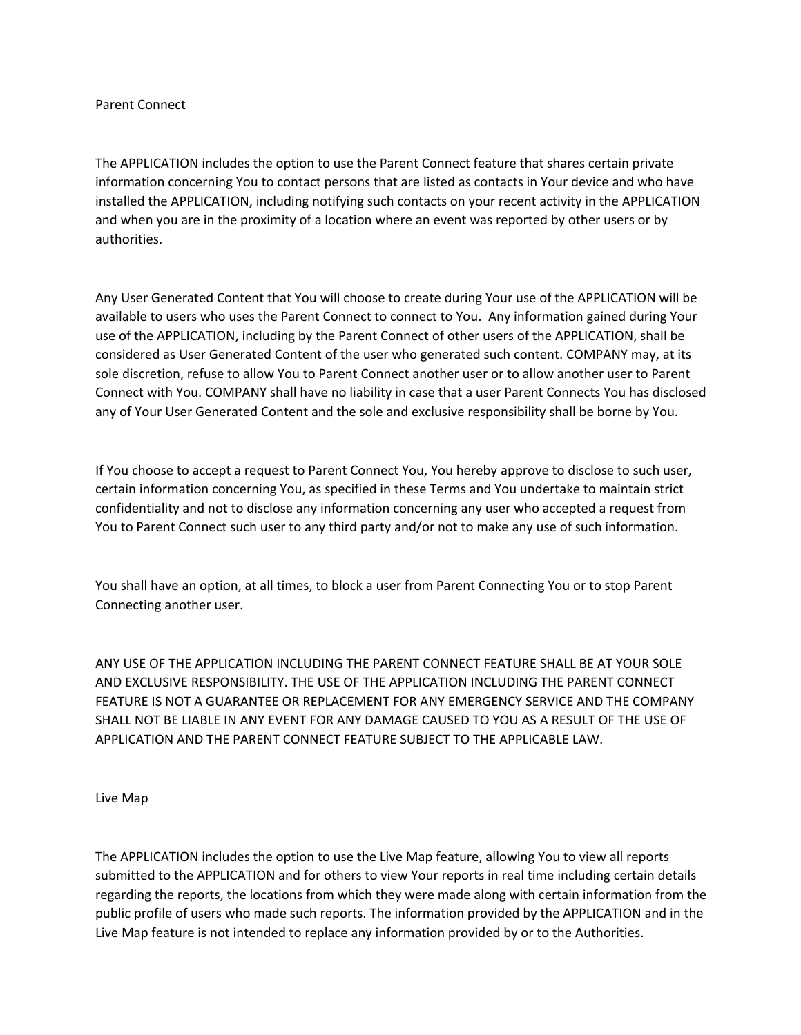## Parent Connect

The APPLICATION includes the option to use the Parent Connect feature that shares certain private information concerning You to contact persons that are listed as contacts in Your device and who have installed the APPLICATION, including notifying such contacts on your recent activity in the APPLICATION and when you are in the proximity of a location where an event was reported by other users or by authorities.

Any User Generated Content that You will choose to create during Your use of the APPLICATION will be available to users who uses the Parent Connect to connect to You. Any information gained during Your use of the APPLICATION, including by the Parent Connect of other users of the APPLICATION, shall be considered as User Generated Content of the user who generated such content. COMPANY may, at its sole discretion, refuse to allow You to Parent Connect another user or to allow another user to Parent Connect with You. COMPANY shall have no liability in case that a user Parent Connects You has disclosed any of Your User Generated Content and the sole and exclusive responsibility shall be borne by You.

If You choose to accept a request to Parent Connect You, You hereby approve to disclose to such user, certain information concerning You, as specified in these Terms and You undertake to maintain strict confidentiality and not to disclose any information concerning any user who accepted a request from You to Parent Connect such user to any third party and/or not to make any use of such information.

You shall have an option, at all times, to block a user from Parent Connecting You or to stop Parent Connecting another user.

ANY USE OF THE APPLICATION INCLUDING THE PARENT CONNECT FEATURE SHALL BE AT YOUR SOLE AND EXCLUSIVE RESPONSIBILITY. THE USE OF THE APPLICATION INCLUDING THE PARENT CONNECT FEATURE IS NOT A GUARANTEE OR REPLACEMENT FOR ANY EMERGENCY SERVICE AND THE COMPANY SHALL NOT BE LIABLE IN ANY EVENT FOR ANY DAMAGE CAUSED TO YOU AS A RESULT OF THE USE OF APPLICATION AND THE PARENT CONNECT FEATURE SUBJECT TO THE APPLICABLE LAW.

## Live Map

The APPLICATION includes the option to use the Live Map feature, allowing You to view all reports submitted to the APPLICATION and for others to view Your reports in real time including certain details regarding the reports, the locations from which they were made along with certain information from the public profile of users who made such reports. The information provided by the APPLICATION and in the Live Map feature is not intended to replace any information provided by or to the Authorities.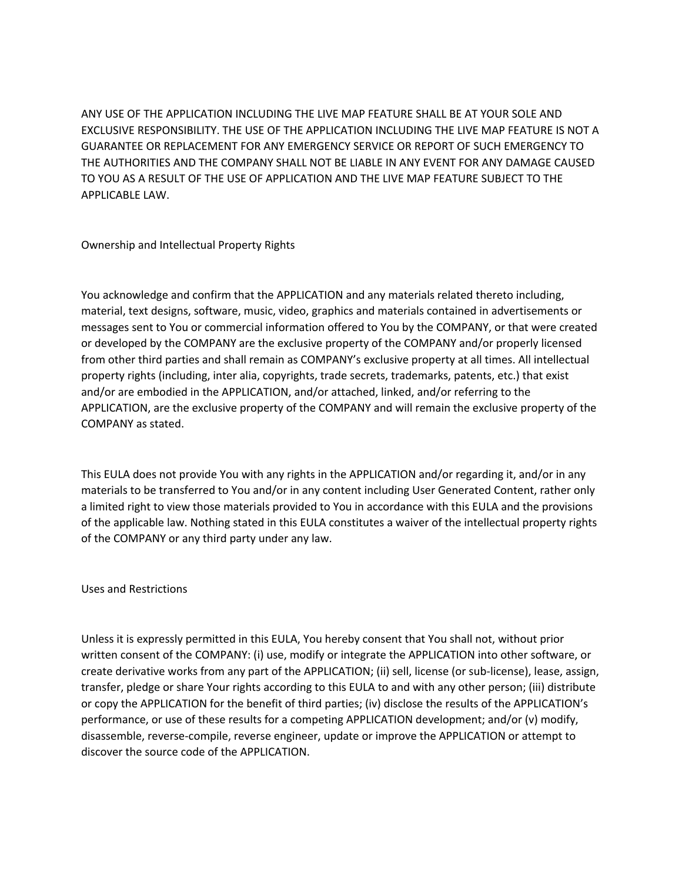ANY USE OF THE APPLICATION INCLUDING THE LIVE MAP FEATURE SHALL BE AT YOUR SOLE AND EXCLUSIVE RESPONSIBILITY. THE USE OF THE APPLICATION INCLUDING THE LIVE MAP FEATURE IS NOT A GUARANTEE OR REPLACEMENT FOR ANY EMERGENCY SERVICE OR REPORT OF SUCH EMERGENCY TO THE AUTHORITIES AND THE COMPANY SHALL NOT BE LIABLE IN ANY EVENT FOR ANY DAMAGE CAUSED TO YOU AS A RESULT OF THE USE OF APPLICATION AND THE LIVE MAP FEATURE SUBJECT TO THE APPLICABLE LAW.

## Ownership and Intellectual Property Rights

You acknowledge and confirm that the APPLICATION and any materials related thereto including, material, text designs, software, music, video, graphics and materials contained in advertisements or messages sent to You or commercial information offered to You by the COMPANY, or that were created or developed by the COMPANY are the exclusive property of the COMPANY and/or properly licensed from other third parties and shall remain as COMPANY's exclusive property at all times. All intellectual property rights (including, inter alia, copyrights, trade secrets, trademarks, patents, etc.) that exist and/or are embodied in the APPLICATION, and/or attached, linked, and/or referring to the APPLICATION, are the exclusive property of the COMPANY and will remain the exclusive property of the COMPANY as stated.

This EULA does not provide You with any rights in the APPLICATION and/or regarding it, and/or in any materials to be transferred to You and/or in any content including User Generated Content, rather only a limited right to view those materials provided to You in accordance with this EULA and the provisions of the applicable law. Nothing stated in this EULA constitutes a waiver of the intellectual property rights of the COMPANY or any third party under any law.

## Uses and Restrictions

Unless it is expressly permitted in this EULA, You hereby consent that You shall not, without prior written consent of the COMPANY: (i) use, modify or integrate the APPLICATION into other software, or create derivative works from any part of the APPLICATION; (ii) sell, license (or sub-license), lease, assign, transfer, pledge or share Your rights according to this EULA to and with any other person; (iii) distribute or copy the APPLICATION for the benefit of third parties; (iv) disclose the results of the APPLICATION's performance, or use of these results for a competing APPLICATION development; and/or (v) modify, disassemble, reverse-compile, reverse engineer, update or improve the APPLICATION or attempt to discover the source code of the APPLICATION.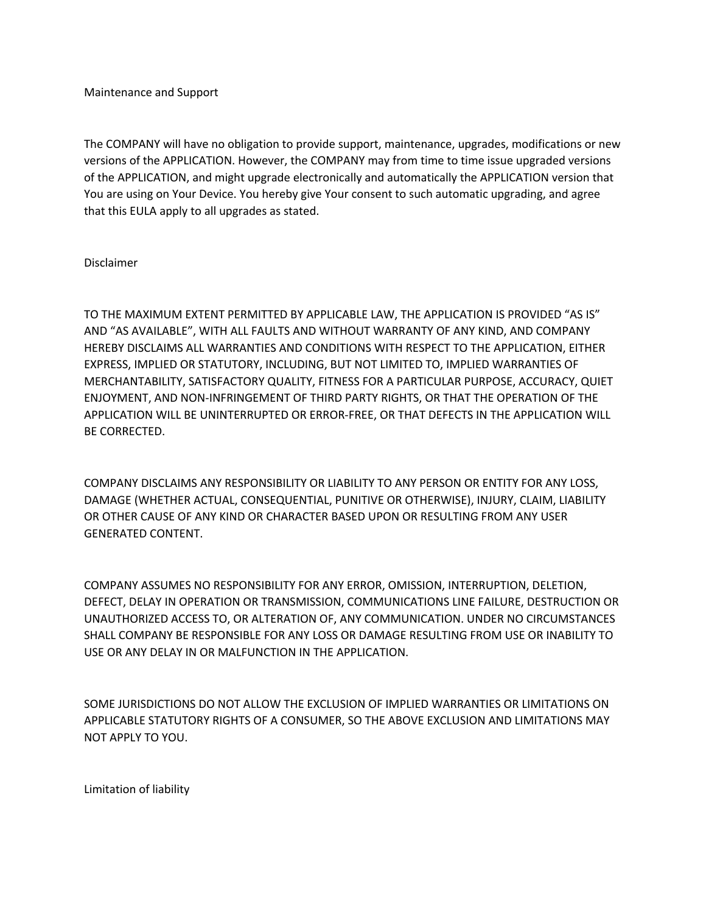## Maintenance and Support

The COMPANY will have no obligation to provide support, maintenance, upgrades, modifications or new versions of the APPLICATION. However, the COMPANY may from time to time issue upgraded versions of the APPLICATION, and might upgrade electronically and automatically the APPLICATION version that You are using on Your Device. You hereby give Your consent to such automatic upgrading, and agree that this EULA apply to all upgrades as stated.

## Disclaimer

TO THE MAXIMUM EXTENT PERMITTED BY APPLICABLE LAW, THE APPLICATION IS PROVIDED “AS IS” AND “AS AVAILABLE”, WITH ALL FAULTS AND WITHOUT WARRANTY OF ANY KIND, AND COMPANY HEREBY DISCLAIMS ALL WARRANTIES AND CONDITIONS WITH RESPECT TO THE APPLICATION, EITHER EXPRESS, IMPLIED OR STATUTORY, INCLUDING, BUT NOT LIMITED TO, IMPLIED WARRANTIES OF MERCHANTABILITY, SATISFACTORY QUALITY, FITNESS FOR A PARTICULAR PURPOSE, ACCURACY, QUIET ENJOYMENT, AND NON-INFRINGEMENT OF THIRD PARTY RIGHTS, OR THAT THE OPERATION OF THE APPLICATION WILL BE UNINTERRUPTED OR ERROR-FREE, OR THAT DEFECTS IN THE APPLICATION WILL BE CORRECTED.

COMPANY DISCLAIMS ANY RESPONSIBILITY OR LIABILITY TO ANY PERSON OR ENTITY FOR ANY LOSS, DAMAGE (WHETHER ACTUAL, CONSEQUENTIAL, PUNITIVE OR OTHERWISE), INJURY, CLAIM, LIABILITY OR OTHER CAUSE OF ANY KIND OR CHARACTER BASED UPON OR RESULTING FROM ANY USER GENERATED CONTENT.

COMPANY ASSUMES NO RESPONSIBILITY FOR ANY ERROR, OMISSION, INTERRUPTION, DELETION, DEFECT, DELAY IN OPERATION OR TRANSMISSION, COMMUNICATIONS LINE FAILURE, DESTRUCTION OR UNAUTHORIZED ACCESS TO, OR ALTERATION OF, ANY COMMUNICATION. UNDER NO CIRCUMSTANCES SHALL COMPANY BE RESPONSIBLE FOR ANY LOSS OR DAMAGE RESULTING FROM USE OR INABILITY TO USE OR ANY DELAY IN OR MALFUNCTION IN THE APPLICATION.

SOME JURISDICTIONS DO NOT ALLOW THE EXCLUSION OF IMPLIED WARRANTIES OR LIMITATIONS ON APPLICABLE STATUTORY RIGHTS OF A CONSUMER, SO THE ABOVE EXCLUSION AND LIMITATIONS MAY NOT APPLY TO YOU.

## Limitation of liability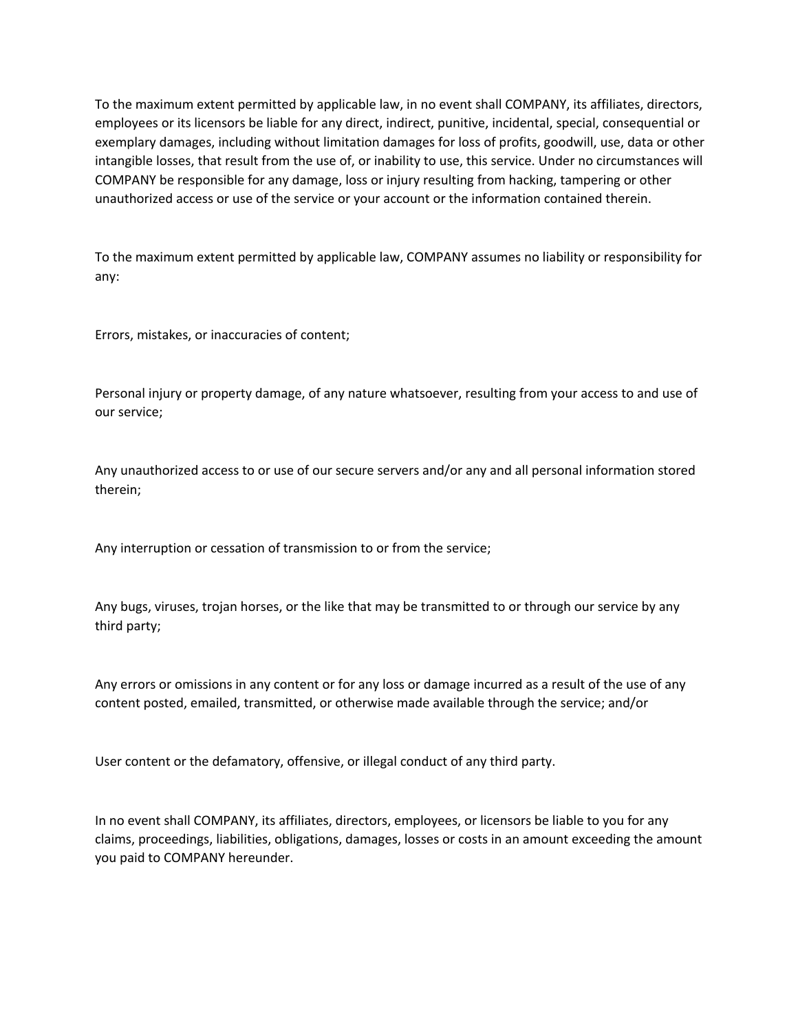To the maximum extent permitted by applicable law, in no event shall COMPANY, its affiliates, directors, employees or its licensors be liable for any direct, indirect, punitive, incidental, special, consequential or exemplary damages, including without limitation damages for loss of profits, goodwill, use, data or other intangible losses, that result from the use of, or inability to use, this service. Under no circumstances will COMPANY be responsible for any damage, loss or injury resulting from hacking, tampering or other unauthorized access or use of the service or your account or the information contained therein.

To the maximum extent permitted by applicable law, COMPANY assumes no liability or responsibility for any:

Errors, mistakes, or inaccuracies of content;

Personal injury or property damage, of any nature whatsoever, resulting from your access to and use of our service;

Any unauthorized access to or use of our secure servers and/or any and all personal information stored therein;

Any interruption or cessation of transmission to or from the service;

Any bugs, viruses, trojan horses, or the like that may be transmitted to or through our service by any third party;

Any errors or omissions in any content or for any loss or damage incurred as a result of the use of any content posted, emailed, transmitted, or otherwise made available through the service; and/or

User content or the defamatory, offensive, or illegal conduct of any third party.

In no event shall COMPANY, its affiliates, directors, employees, or licensors be liable to you for any claims, proceedings, liabilities, obligations, damages, losses or costs in an amount exceeding the amount you paid to COMPANY hereunder.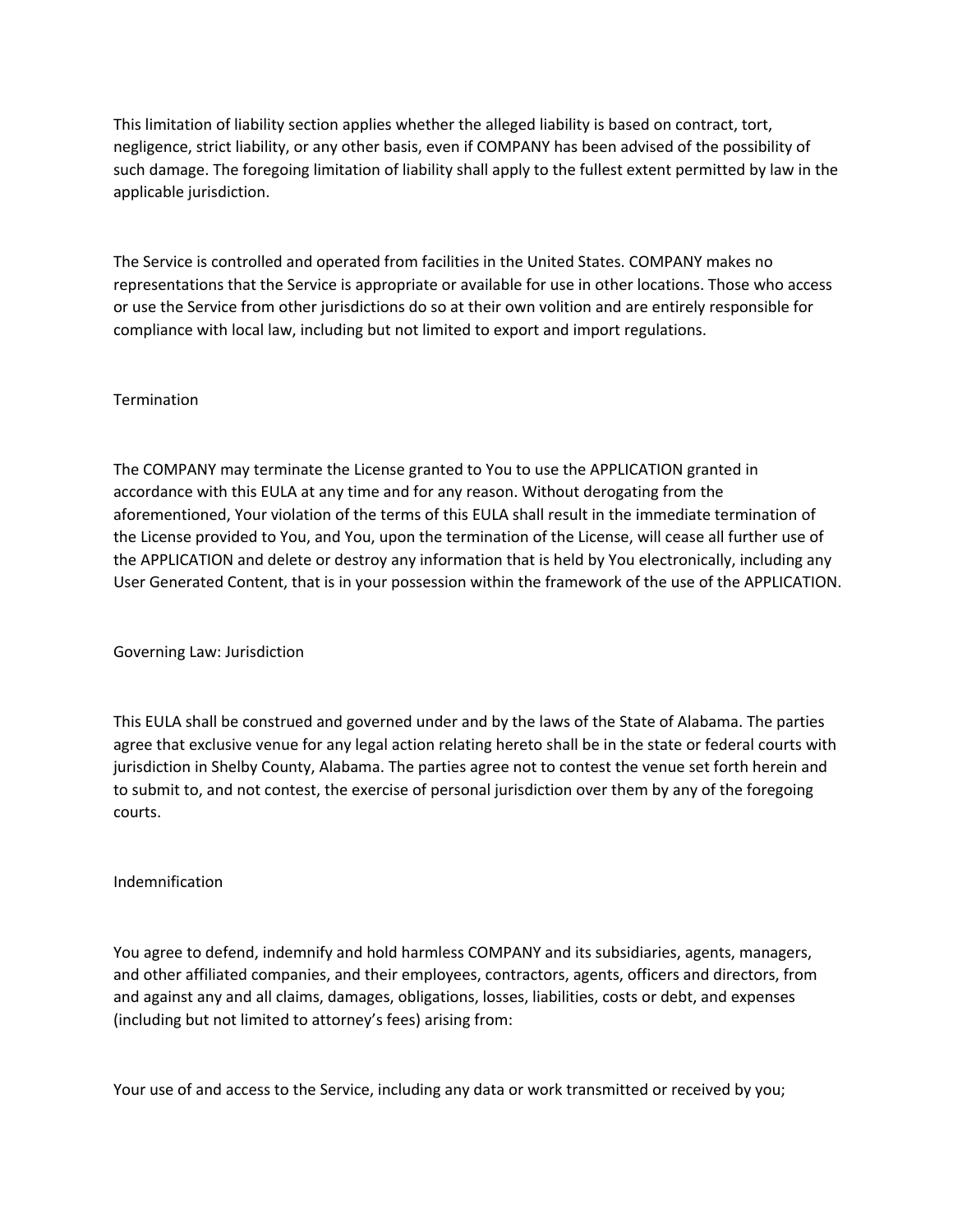This limitation of liability section applies whether the alleged liability is based on contract, tort, negligence, strict liability, or any other basis, even if COMPANY has been advised of the possibility of such damage. The foregoing limitation of liability shall apply to the fullest extent permitted by law in the applicable jurisdiction.

The Service is controlled and operated from facilities in the United States. COMPANY makes no representations that the Service is appropriate or available for use in other locations. Those who access or use the Service from other jurisdictions do so at their own volition and are entirely responsible for compliance with local law, including but not limited to export and import regulations.

## Termination

The COMPANY may terminate the License granted to You to use the APPLICATION granted in accordance with this EULA at any time and for any reason. Without derogating from the aforementioned, Your violation of the terms of this EULA shall result in the immediate termination of the License provided to You, and You, upon the termination of the License, will cease all further use of the APPLICATION and delete or destroy any information that is held by You electronically, including any User Generated Content, that is in your possession within the framework of the use of the APPLICATION.

## Governing Law: Jurisdiction

This EULA shall be construed and governed under and by the laws of the State of Alabama. The parties agree that exclusive venue for any legal action relating hereto shall be in the state or federal courts with jurisdiction in Shelby County, Alabama. The parties agree not to contest the venue set forth herein and to submit to, and not contest, the exercise of personal jurisdiction over them by any of the foregoing courts.

## Indemnification

You agree to defend, indemnify and hold harmless COMPANY and its subsidiaries, agents, managers, and other affiliated companies, and their employees, contractors, agents, officers and directors, from and against any and all claims, damages, obligations, losses, liabilities, costs or debt, and expenses (including but not limited to attorney's fees) arising from:

Your use of and access to the Service, including any data or work transmitted or received by you;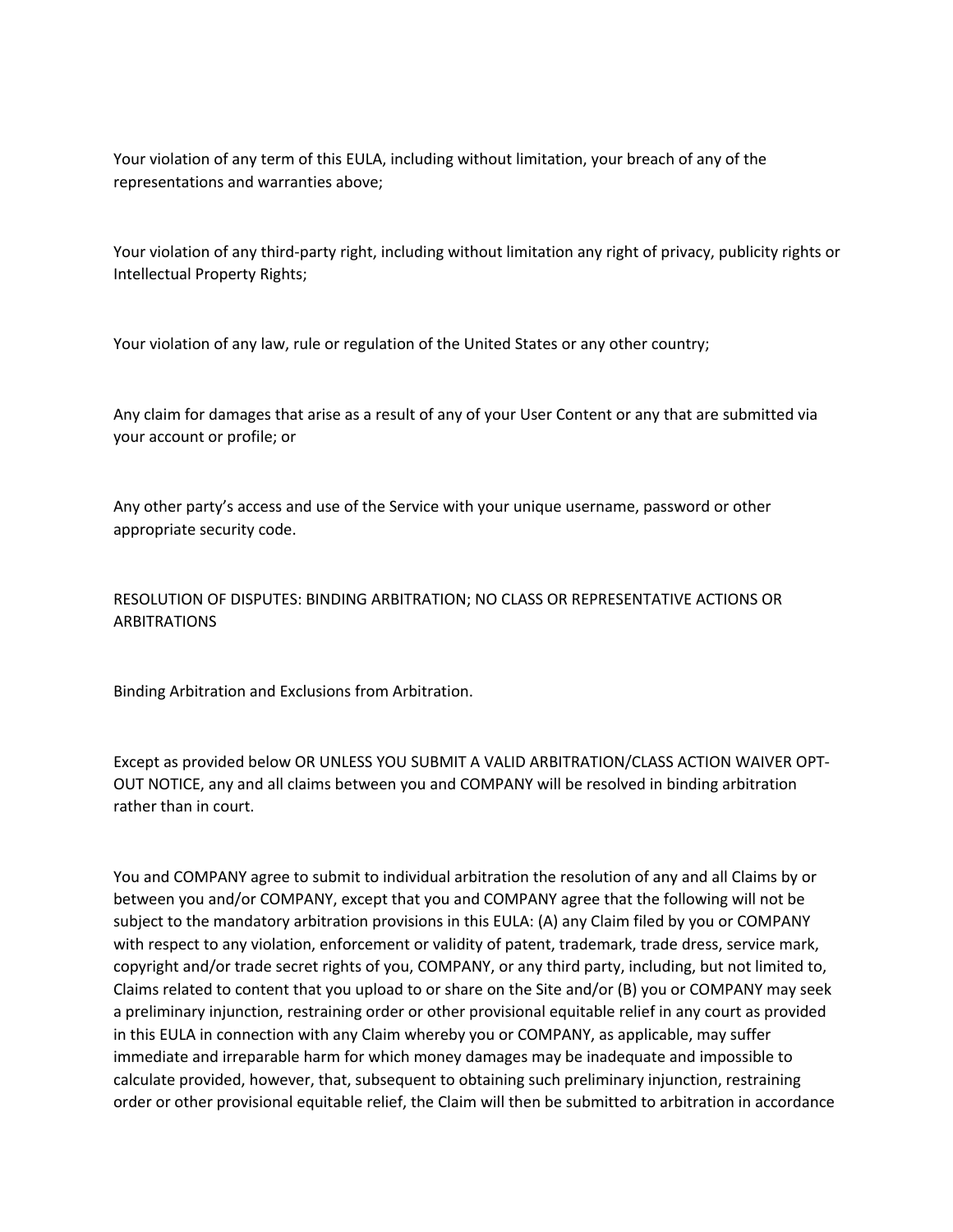Your violation of any term of this EULA, including without limitation, your breach of any of the representations and warranties above;

Your violation of any third-party right, including without limitation any right of privacy, publicity rights or Intellectual Property Rights;

Your violation of any law, rule or regulation of the United States or any other country;

Any claim for damages that arise as a result of any of your User Content or any that are submitted via your account or profile; or

Any other party's access and use of the Service with your unique username, password or other appropriate security code.

RESOLUTION OF DISPUTES: BINDING ARBITRATION; NO CLASS OR REPRESENTATIVE ACTIONS OR ARBITRATIONS

Binding Arbitration and Exclusions from Arbitration.

Except as provided below OR UNLESS YOU SUBMIT A VALID ARBITRATION/CLASS ACTION WAIVER OPT-OUT NOTICE, any and all claims between you and COMPANY will be resolved in binding arbitration rather than in court.

You and COMPANY agree to submit to individual arbitration the resolution of any and all Claims by or between you and/or COMPANY, except that you and COMPANY agree that the following will not be subject to the mandatory arbitration provisions in this EULA: (A) any Claim filed by you or COMPANY with respect to any violation, enforcement or validity of patent, trademark, trade dress, service mark, copyright and/or trade secret rights of you, COMPANY, or any third party, including, but not limited to, Claims related to content that you upload to or share on the Site and/or (B) you or COMPANY may seek a preliminary injunction, restraining order or other provisional equitable relief in any court as provided in this EULA in connection with any Claim whereby you or COMPANY, as applicable, may suffer immediate and irreparable harm for which money damages may be inadequate and impossible to calculate provided, however, that, subsequent to obtaining such preliminary injunction, restraining order or other provisional equitable relief, the Claim will then be submitted to arbitration in accordance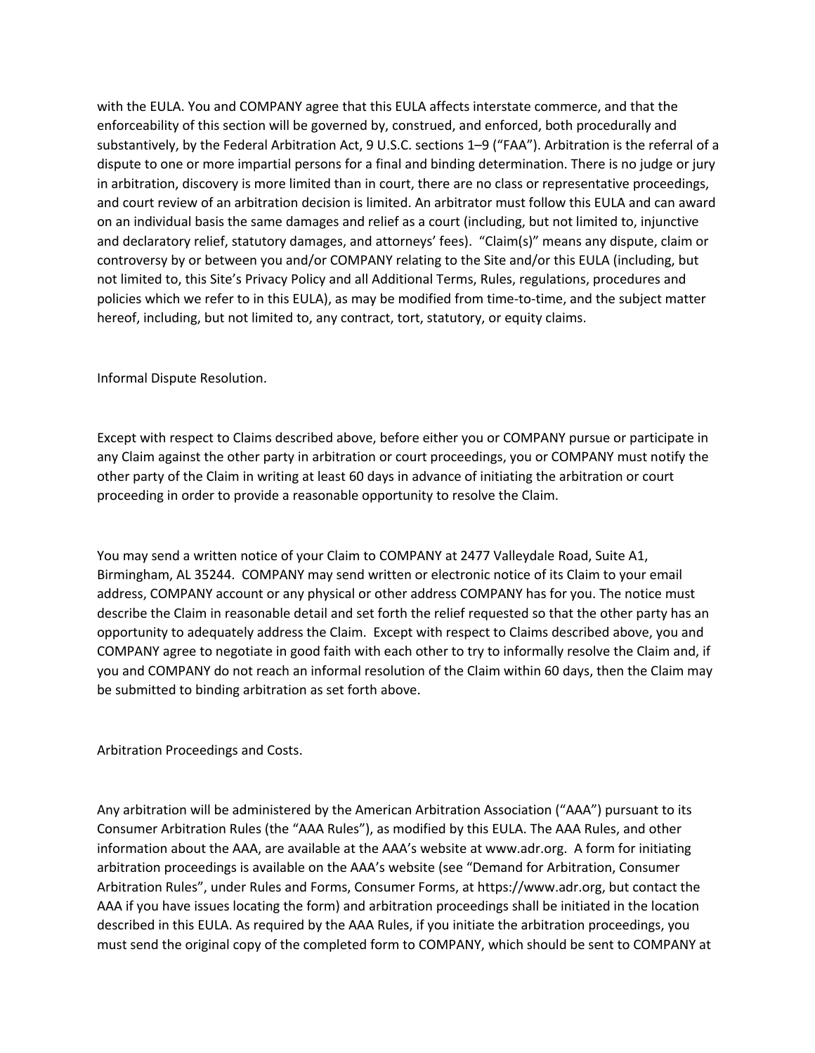with the EULA. You and COMPANY agree that this EULA affects interstate commerce, and that the enforceability of this section will be governed by, construed, and enforced, both procedurally and substantively, by the Federal Arbitration Act, 9 U.S.C. sections 1–9 (“FAA”). Arbitration is the referral of a dispute to one or more impartial persons for a final and binding determination. There is no judge or jury in arbitration, discovery is more limited than in court, there are no class or representative proceedings, and court review of an arbitration decision is limited. An arbitrator must follow this EULA and can award on an individual basis the same damages and relief as a court (including, but not limited to, injunctive and declaratory relief, statutory damages, and attorneys’ fees). “Claim(s)” means any dispute, claim or controversy by or between you and/or COMPANY relating to the Site and/or this EULA (including, but not limited to, this Site’s Privacy Policy and all Additional Terms, Rules, regulations, procedures and policies which we refer to in this EULA), as may be modified from time-to-time, and the subject matter hereof, including, but not limited to, any contract, tort, statutory, or equity claims.

Informal Dispute Resolution.

Except with respect to Claims described above, before either you or COMPANY pursue or participate in any Claim against the other party in arbitration or court proceedings, you or COMPANY must notify the other party of the Claim in writing at least 60 days in advance of initiating the arbitration or court proceeding in order to provide a reasonable opportunity to resolve the Claim.

You may send a written notice of your Claim to COMPANY at 2477 Valleydale Road, Suite A1, Birmingham, AL 35244. COMPANY may send written or electronic notice of its Claim to your email address, COMPANY account or any physical or other address COMPANY has for you. The notice must describe the Claim in reasonable detail and set forth the relief requested so that the other party has an opportunity to adequately address the Claim. Except with respect to Claims described above, you and COMPANY agree to negotiate in good faith with each other to try to informally resolve the Claim and, if you and COMPANY do not reach an informal resolution of the Claim within 60 days, then the Claim may be submitted to binding arbitration as set forth above.

Arbitration Proceedings and Costs.

Any arbitration will be administered by the American Arbitration Association (“AAA”) pursuant to its Consumer Arbitration Rules (the “AAA Rules”), as modified by this EULA. The AAA Rules, and other information about the AAA, are available at the AAA’s website at www.adr.org. A form for initiating arbitration proceedings is available on the AAA’s website (see “Demand for Arbitration, Consumer Arbitration Rules”, under Rules and Forms, Consumer Forms, at https://www.adr.org, but contact the AAA if you have issues locating the form) and arbitration proceedings shall be initiated in the location described in this EULA. As required by the AAA Rules, if you initiate the arbitration proceedings, you must send the original copy of the completed form to COMPANY, which should be sent to COMPANY at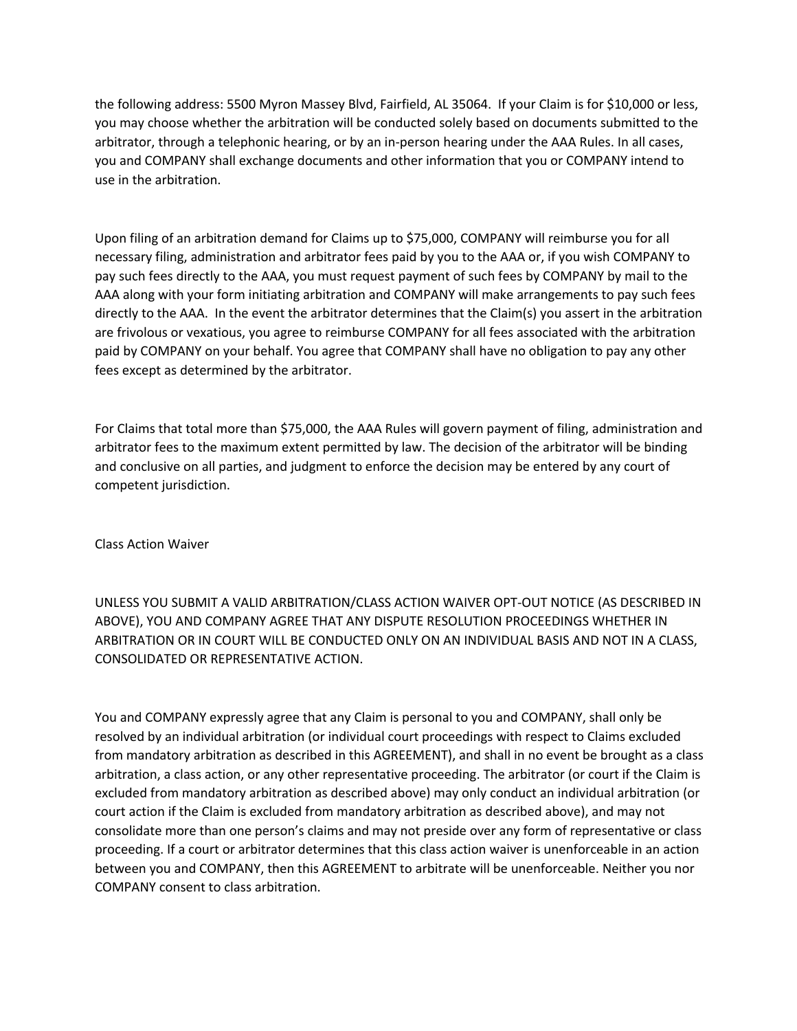the following address: 5500 Myron Massey Blvd, Fairfield, AL 35064. If your Claim is for $10,000 or less, you may choose whether the arbitration will be conducted solely based on documents submitted to the arbitrator, through a telephonic hearing, or by an in-person hearing under the AAA Rules. In all cases, you and COMPANY shall exchange documents and other information that you or COMPANY intend to use in the arbitration.

Upon filing of an arbitration demand for Claims up to $75,000, COMPANY will reimburse you for all necessary filing, administration and arbitrator fees paid by you to the AAA or, if you wish COMPANY to pay such fees directly to the AAA, you must request payment of such fees by COMPANY by mail to the AAA along with your form initiating arbitration and COMPANY will make arrangements to pay such fees directly to the AAA. In the event the arbitrator determines that the Claim(s) you assert in the arbitration are frivolous or vexatious, you agree to reimburse COMPANY for all fees associated with the arbitration paid by COMPANY on your behalf. You agree that COMPANY shall have no obligation to pay any other fees except as determined by the arbitrator.

For Claims that total more than $75,000, the AAA Rules will govern payment of filing, administration and arbitrator fees to the maximum extent permitted by law. The decision of the arbitrator will be binding and conclusive on all parties, and judgment to enforce the decision may be entered by any court of competent jurisdiction.

Class Action Waiver

UNLESS YOU SUBMIT A VALID ARBITRATION/CLASS ACTION WAIVER OPT-OUT NOTICE (AS DESCRIBED IN ABOVE), YOU AND COMPANY AGREE THAT ANY DISPUTE RESOLUTION PROCEEDINGS WHETHER IN ARBITRATION OR IN COURT WILL BE CONDUCTED ONLY ON AN INDIVIDUAL BASIS AND NOT IN A CLASS, CONSOLIDATED OR REPRESENTATIVE ACTION.

You and COMPANY expressly agree that any Claim is personal to you and COMPANY, shall only be resolved by an individual arbitration (or individual court proceedings with respect to Claims excluded from mandatory arbitration as described in this AGREEMENT), and shall in no event be brought as a class arbitration, a class action, or any other representative proceeding. The arbitrator (or court if the Claim is excluded from mandatory arbitration as described above) may only conduct an individual arbitration (or court action if the Claim is excluded from mandatory arbitration as described above), and may not consolidate more than one person's claims and may not preside over any form of representative or class proceeding. If a court or arbitrator determines that this class action waiver is unenforceable in an action between you and COMPANY, then this AGREEMENT to arbitrate will be unenforceable. Neither you nor COMPANY consent to class arbitration.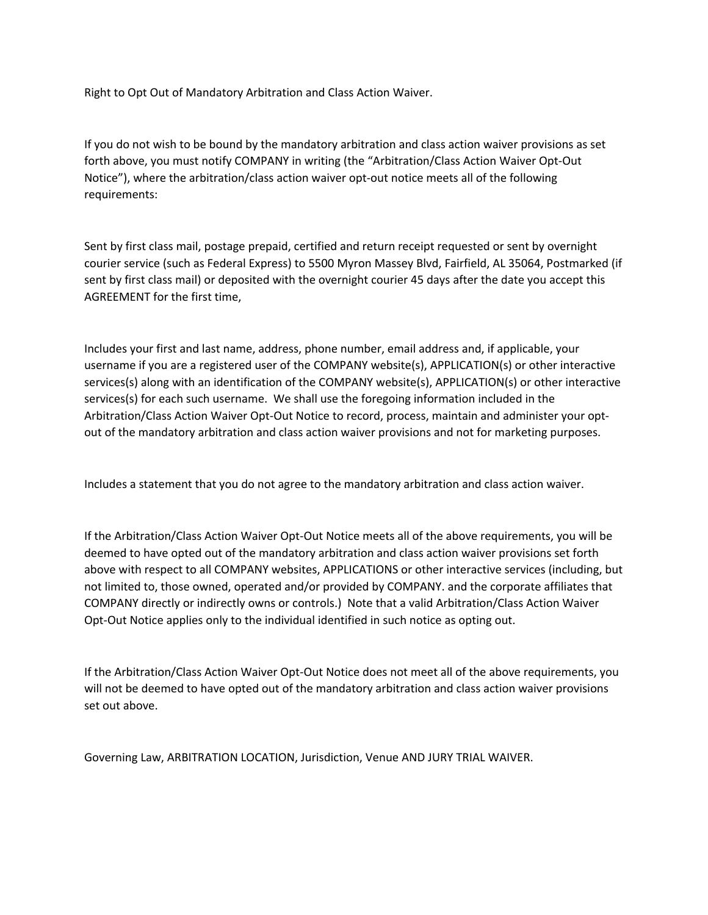Right to Opt Out of Mandatory Arbitration and Class Action Waiver.

If you do not wish to be bound by the mandatory arbitration and class action waiver provisions as set forth above, you must notify COMPANY in writing (the "Arbitration/Class Action Waiver Opt-Out Notice"), where the arbitration/class action waiver opt-out notice meets all of the following requirements:

Sent by first class mail, postage prepaid, certified and return receipt requested or sent by overnight courier service (such as Federal Express) to 5500 Myron Massey Blvd, Fairfield, AL 35064, Postmarked (if sent by first class mail) or deposited with the overnight courier 45 days after the date you accept this AGREEMENT for the first time,

Includes your first and last name, address, phone number, email address and, if applicable, your username if you are a registered user of the COMPANY website(s), APPLICATION(s) or other interactive services(s) along with an identification of the COMPANY website(s), APPLICATION(s) or other interactive services(s) for each such username. We shall use the foregoing information included in the Arbitration/Class Action Waiver Opt-Out Notice to record, process, maintain and administer your opt-out of the mandatory arbitration and class action waiver provisions and not for marketing purposes.

Includes a statement that you do not agree to the mandatory arbitration and class action waiver.

If the Arbitration/Class Action Waiver Opt-Out Notice meets all of the above requirements, you will be deemed to have opted out of the mandatory arbitration and class action waiver provisions set forth above with respect to all COMPANY websites, APPLICATIONS or other interactive services (including, but not limited to, those owned, operated and/or provided by COMPANY. and the corporate affiliates that COMPANY directly or indirectly owns or controls.) Note that a valid Arbitration/Class Action Waiver Opt-Out Notice applies only to the individual identified in such notice as opting out.

If the Arbitration/Class Action Waiver Opt-Out Notice does not meet all of the above requirements, you will not be deemed to have opted out of the mandatory arbitration and class action waiver provisions set out above.

Governing Law, ARBITRATION LOCATION, Jurisdiction, Venue AND JURY TRIAL WAIVER.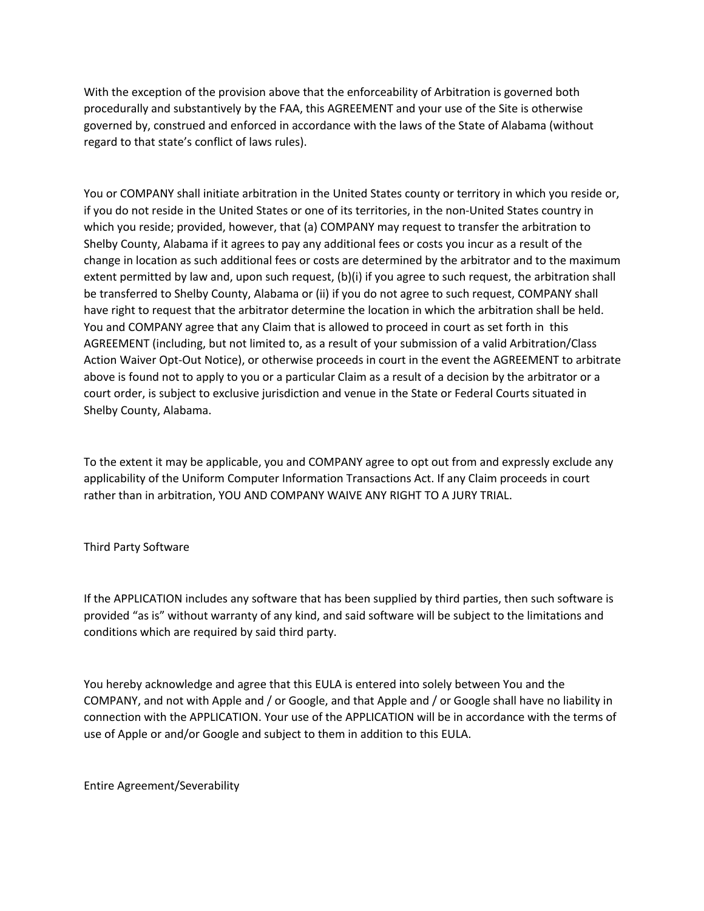With the exception of the provision above that the enforceability of Arbitration is governed both procedurally and substantively by the FAA, this AGREEMENT and your use of the Site is otherwise governed by, construed and enforced in accordance with the laws of the State of Alabama (without regard to that state's conflict of laws rules).

You or COMPANY shall initiate arbitration in the United States county or territory in which you reside or, if you do not reside in the United States or one of its territories, in the non-United States country in which you reside; provided, however, that (a) COMPANY may request to transfer the arbitration to Shelby County, Alabama if it agrees to pay any additional fees or costs you incur as a result of the change in location as such additional fees or costs are determined by the arbitrator and to the maximum extent permitted by law and, upon such request, (b)(i) if you agree to such request, the arbitration shall be transferred to Shelby County, Alabama or (ii) if you do not agree to such request, COMPANY shall have right to request that the arbitrator determine the location in which the arbitration shall be held. You and COMPANY agree that any Claim that is allowed to proceed in court as set forth in this AGREEMENT (including, but not limited to, as a result of your submission of a valid Arbitration/Class Action Waiver Opt-Out Notice), or otherwise proceeds in court in the event the AGREEMENT to arbitrate above is found not to apply to you or a particular Claim as a result of a decision by the arbitrator or a court order, is subject to exclusive jurisdiction and venue in the State or Federal Courts situated in Shelby County, Alabama.

To the extent it may be applicable, you and COMPANY agree to opt out from and expressly exclude any applicability of the Uniform Computer Information Transactions Act. If any Claim proceeds in court rather than in arbitration, YOU AND COMPANY WAIVE ANY RIGHT TO A JURY TRIAL.

## Third Party Software

If the APPLICATION includes any software that has been supplied by third parties, then such software is provided "as is" without warranty of any kind, and said software will be subject to the limitations and conditions which are required by said third party.

You hereby acknowledge and agree that this EULA is entered into solely between You and the COMPANY, and not with Apple and / or Google, and that Apple and / or Google shall have no liability in connection with the APPLICATION. Your use of the APPLICATION will be in accordance with the terms of use of Apple or and/or Google and subject to them in addition to this EULA.

## Entire Agreement/Severability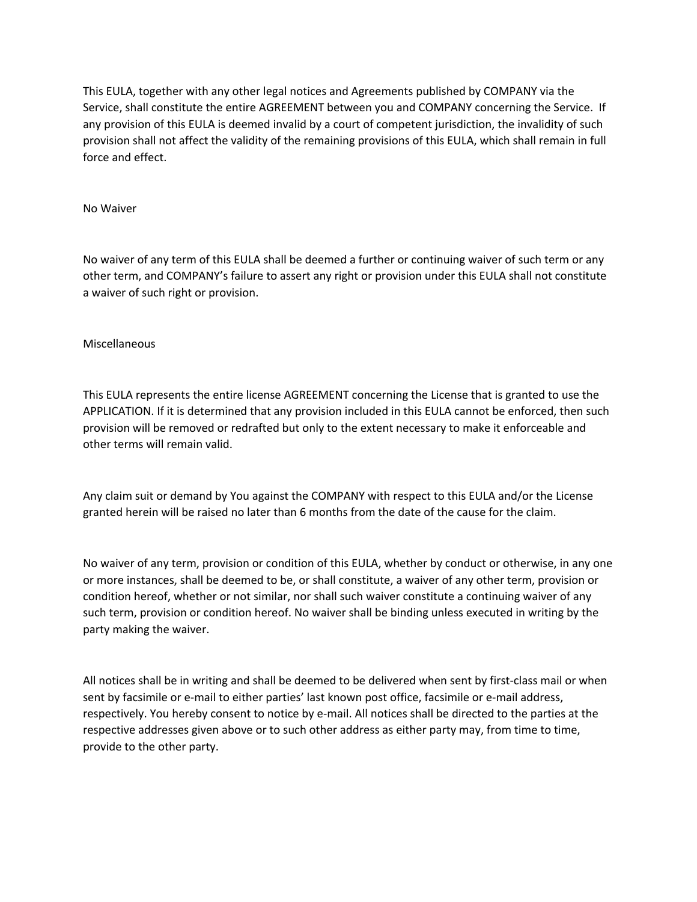This EULA, together with any other legal notices and Agreements published by COMPANY via the Service, shall constitute the entire AGREEMENT between you and COMPANY concerning the Service. If any provision of this EULA is deemed invalid by a court of competent jurisdiction, the invalidity of such provision shall not affect the validity of the remaining provisions of this EULA, which shall remain in full force and effect.

## No Waiver

No waiver of any term of this EULA shall be deemed a further or continuing waiver of such term or any other term, and COMPANY's failure to assert any right or provision under this EULA shall not constitute a waiver of such right or provision.

## Miscellaneous

This EULA represents the entire license AGREEMENT concerning the License that is granted to use the APPLICATION. If it is determined that any provision included in this EULA cannot be enforced, then such provision will be removed or redrafted but only to the extent necessary to make it enforceable and other terms will remain valid.

Any claim suit or demand by You against the COMPANY with respect to this EULA and/or the License granted herein will be raised no later than 6 months from the date of the cause for the claim.

No waiver of any term, provision or condition of this EULA, whether by conduct or otherwise, in any one or more instances, shall be deemed to be, or shall constitute, a waiver of any other term, provision or condition hereof, whether or not similar, nor shall such waiver constitute a continuing waiver of any such term, provision or condition hereof. No waiver shall be binding unless executed in writing by the party making the waiver.

All notices shall be in writing and shall be deemed to be delivered when sent by first-class mail or when sent by facsimile or e-mail to either parties' last known post office, facsimile or e-mail address, respectively. You hereby consent to notice by e-mail. All notices shall be directed to the parties at the respective addresses given above or to such other address as either party may, from time to time, provide to the other party.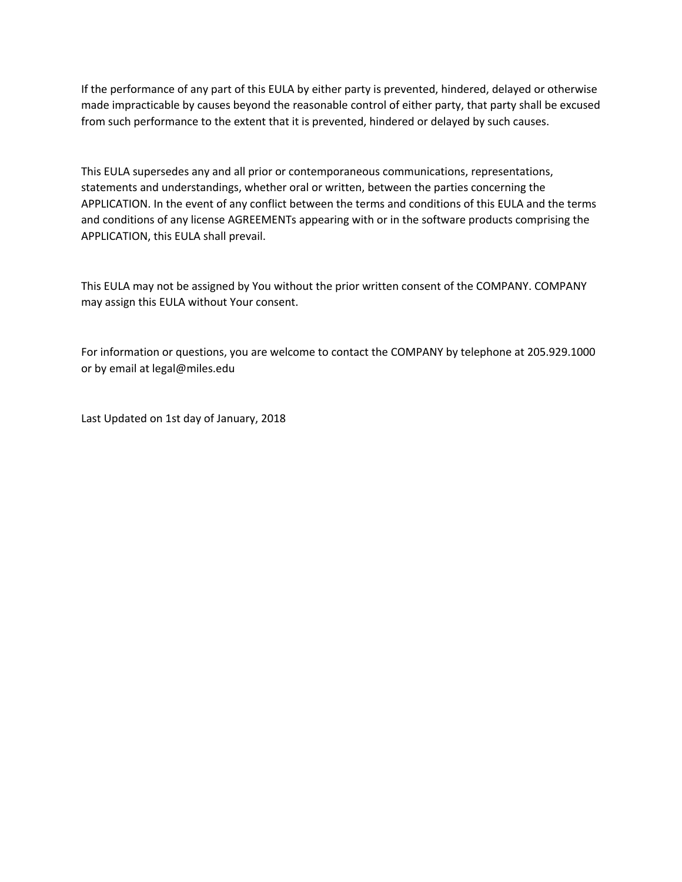If the performance of any part of this EULA by either party is prevented, hindered, delayed or otherwise made impracticable by causes beyond the reasonable control of either party, that party shall be excused from such performance to the extent that it is prevented, hindered or delayed by such causes.

This EULA supersedes any and all prior or contemporaneous communications, representations, statements and understandings, whether oral or written, between the parties concerning the APPLICATION. In the event of any conflict between the terms and conditions of this EULA and the terms and conditions of any license AGREEMENTs appearing with or in the software products comprising the APPLICATION, this EULA shall prevail.

This EULA may not be assigned by You without the prior written consent of the COMPANY. COMPANY may assign this EULA without Your consent.

For information or questions, you are welcome to contact the COMPANY by telephone at 205.929.1000 or by email at legal@miles.edu

Last Updated on 1st day of January, 2018